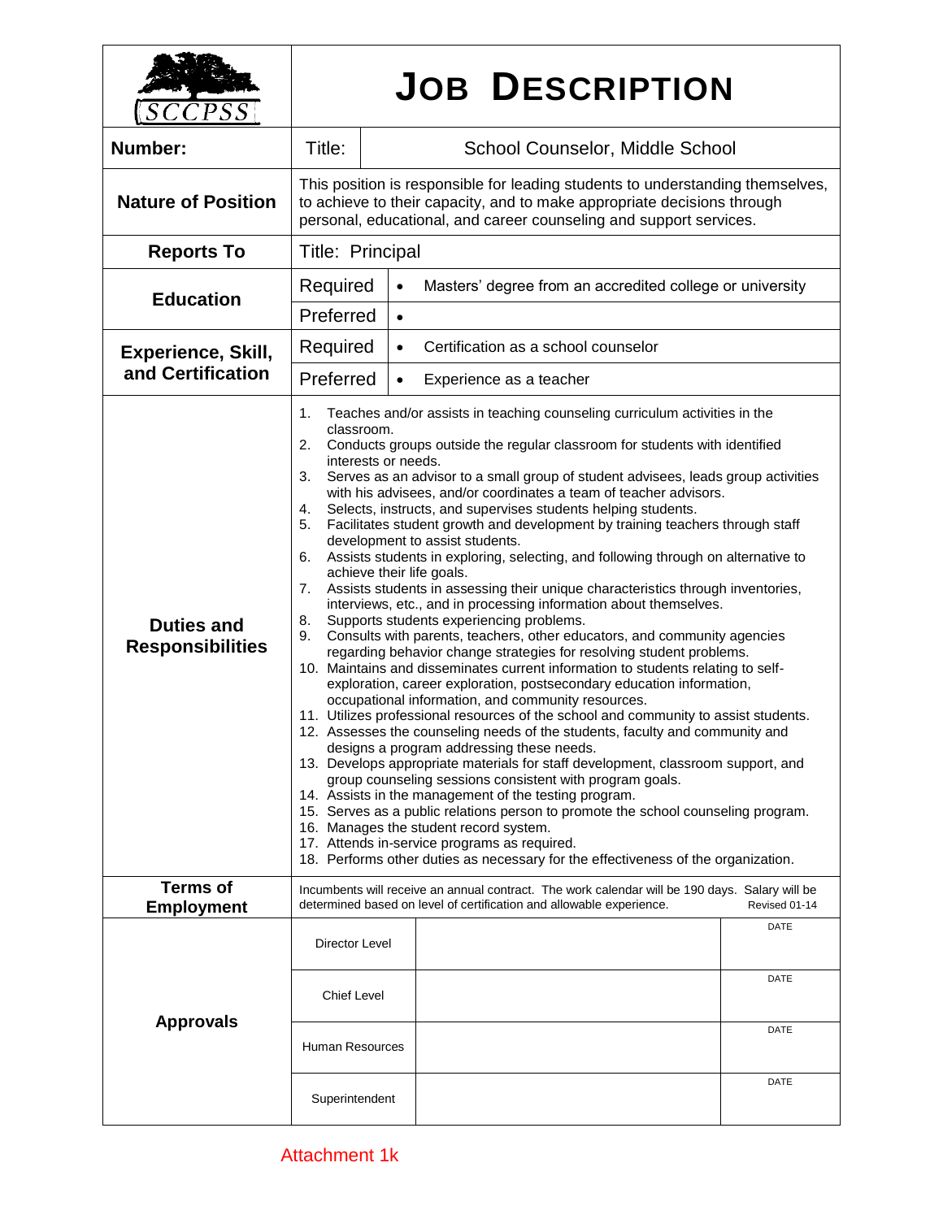SCCPSS

# JOB DESCRIPTION

| | | |
|---|---|---|
| **Number:** | Title: | School Counselor, Middle School |
| **Nature of Position** | This position is responsible for leading students to understanding themselves, to achieve to their capacity, and to make appropriate decisions through personal, educational, and career counseling and support services. | |
| **Reports To** | Title: Principal | |
| **Education** | Required | • Masters' degree from an accredited college or university |
| | Preferred | • |
| **Experience, Skill, and Certification** | Required | • Certification as a school counselor |
| | Preferred | • Experience as a teacher |

**Duties and Responsibilities**

1. Teaches and/or assists in teaching counseling curriculum activities in the classroom.
2. Conducts groups outside the regular classroom for students with identified interests or needs.
3. Serves as an advisor to a small group of student advisees, leads group activities with his advisees, and/or coordinates a team of teacher advisors.
4. Selects, instructs, and supervises students helping students.
5. Facilitates student growth and development by training teachers through staff development to assist students.
6. Assists students in exploring, selecting, and following through on alternative to achieve their life goals.
7. Assists students in assessing their unique characteristics through inventories, interviews, etc., and in processing information about themselves.
8. Supports students experiencing problems.
9. Consults with parents, teachers, other educators, and community agencies regarding behavior change strategies for resolving student problems.
10. Maintains and disseminates current information to students relating to self-exploration, career exploration, postsecondary education information, occupational information, and community resources.
11. Utilizes professional resources of the school and community to assist students.
12. Assesses the counseling needs of the students, faculty and community and designs a program addressing these needs.
13. Develops appropriate materials for staff development, classroom support, and group counseling sessions consistent with program goals.
14. Assists in the management of the testing program.
15. Serves as a public relations person to promote the school counseling program.
16. Manages the student record system.
17. Attends in-service programs as required.
18. Performs other duties as necessary for the effectiveness of the organization.

**Terms of Employment**

Incumbents will receive an annual contract. The work calendar will be 190 days. Salary will be determined based on level of certification and allowable experience. Revised 01-14

**Approvals**

| | | |
|---|---|---|
| Director Level | | DATE |
| Chief Level | | DATE |
| Human Resources | | DATE |
| Superintendent | | DATE |

Attachment 1k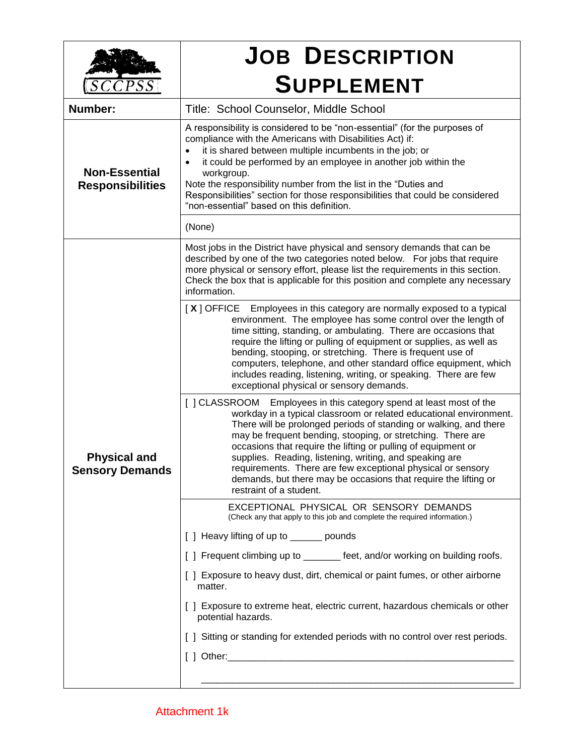# JOB DESCRIPTION SUPPLEMENT

SCCPSS

| | |
|---|---|
| **Number:** | Title: School Counselor, Middle School |
| **Non-Essential Responsibilities** | A responsibility is considered to be "non-essential" (for the purposes of compliance with the Americans with Disabilities Act) if:<br>• it is shared between multiple incumbents in the job; or<br>• it could be performed by an employee in another job within the workgroup.<br>Note the responsibility number from the list in the "Duties and Responsibilities" section for those responsibilities that could be considered "non-essential" based on this definition. |
| | (None) |
| **Physical and Sensory Demands** | Most jobs in the District have physical and sensory demands that can be described by one of the two categories noted below. For jobs that require more physical or sensory effort, please list the requirements in this section. Check the box that is applicable for this position and complete any necessary information. |
| | [ **X** ] OFFICE Employees in this category are normally exposed to a typical environment. The employee has some control over the length of time sitting, standing, or ambulating. There are occasions that require the lifting or pulling of equipment or supplies, as well as bending, stooping, or stretching. There is frequent use of computers, telephone, and other standard office equipment, which includes reading, listening, writing, or speaking. There are few exceptional physical or sensory demands. |
| | [ ] CLASSROOM Employees in this category spend at least most of the workday in a typical classroom or related educational environment. There will be prolonged periods of standing or walking, and there may be frequent bending, stooping, or stretching. There are occasions that require the lifting or pulling of equipment or supplies. Reading, listening, writing, and speaking are requirements. There are few exceptional physical or sensory demands, but there may be occasions that require the lifting or restraint of a student. |
| | EXCEPTIONAL PHYSICAL OR SENSORY DEMANDS<br>(Check any that apply to this job and complete the required information.)<br>[ ] Heavy lifting of up to ______ pounds<br>[ ] Frequent climbing up to _______ feet, and/or working on building roofs.<br>[ ] Exposure to heavy dust, dirt, chemical or paint fumes, or other airborne matter.<br>[ ] Exposure to extreme heat, electric current, hazardous chemicals or other potential hazards.<br>[ ] Sitting or standing for extended periods with no control over rest periods.<br>[ ] Other:_______________________________________________________<br>_______________________________________________________ |

Attachment 1k